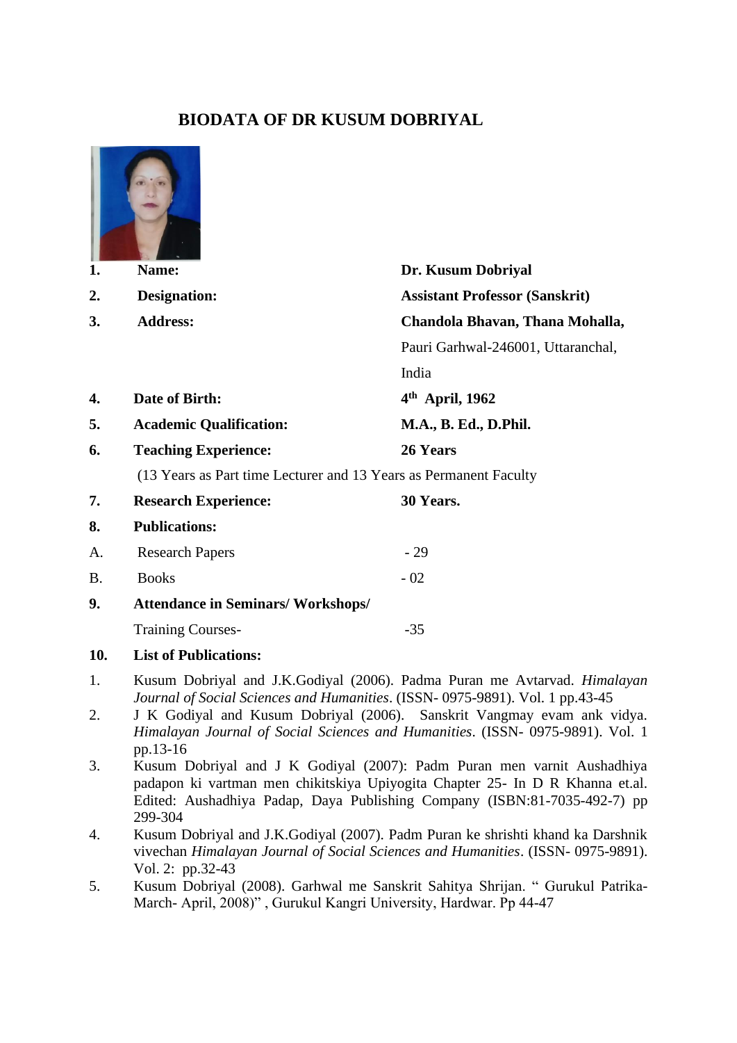# BIODATA OF DR KUSUM DOBRIYAL

| | | |
|---|---|---|
| **1.** | **Name:** | **Dr. Kusum Dobriyal** |
| **2.** | **Designation:** | **Assistant Professor (Sanskrit)** |
| **3.** | **Address:** | **Chandola Bhavan, Thana Mohalla,** Pauri Garhwal-246001, Uttaranchal, India |
| **4.** | **Date of Birth:** | **4th April, 1962** |
| **5.** | **Academic Qualification:** | **M.A., B. Ed., D.Phil.** |
| **6.** | **Teaching Experience:** | **26 Years** |

(13 Years as Part time Lecturer and 13 Years as Permanent Faculty

| | | |
|---|---|---|
| **7.** | **Research Experience:** | **30 Years.** |
| **8.** | **Publications:** | |
| A. | Research Papers | - 29 |
| B. | Books | - 02 |
| **9.** | **Attendance in Seminars/ Workshops/** Training Courses- | -35 |

**10. List of Publications:**

1. Kusum Dobriyal and J.K.Godiyal (2006). Padma Puran me Avtarvad. *Himalayan Journal of Social Sciences and Humanities*. (ISSN- 0975-9891). Vol. 1 pp.43-45
2. J K Godiyal and Kusum Dobriyal (2006). Sanskrit Vangmay evam ank vidya. *Himalayan Journal of Social Sciences and Humanities*. (ISSN- 0975-9891). Vol. 1 pp.13-16
3. Kusum Dobriyal and J K Godiyal (2007): Padm Puran men varnit Aushadhiya padapon ki vartman men chikitskiya Upiyogita Chapter 25- In D R Khanna et.al. Edited: Aushadhiya Padap, Daya Publishing Company (ISBN:81-7035-492-7) pp 299-304
4. Kusum Dobriyal and J.K.Godiyal (2007). Padm Puran ke shrishti khand ka Darshnik vivechan *Himalayan Journal of Social Sciences and Humanities*. (ISSN- 0975-9891). Vol. 2: pp.32-43
5. Kusum Dobriyal (2008). Garhwal me Sanskrit Sahitya Shrijan. " Gurukul Patrika- March- April, 2008)" , Gurukul Kangri University, Hardwar. Pp 44-47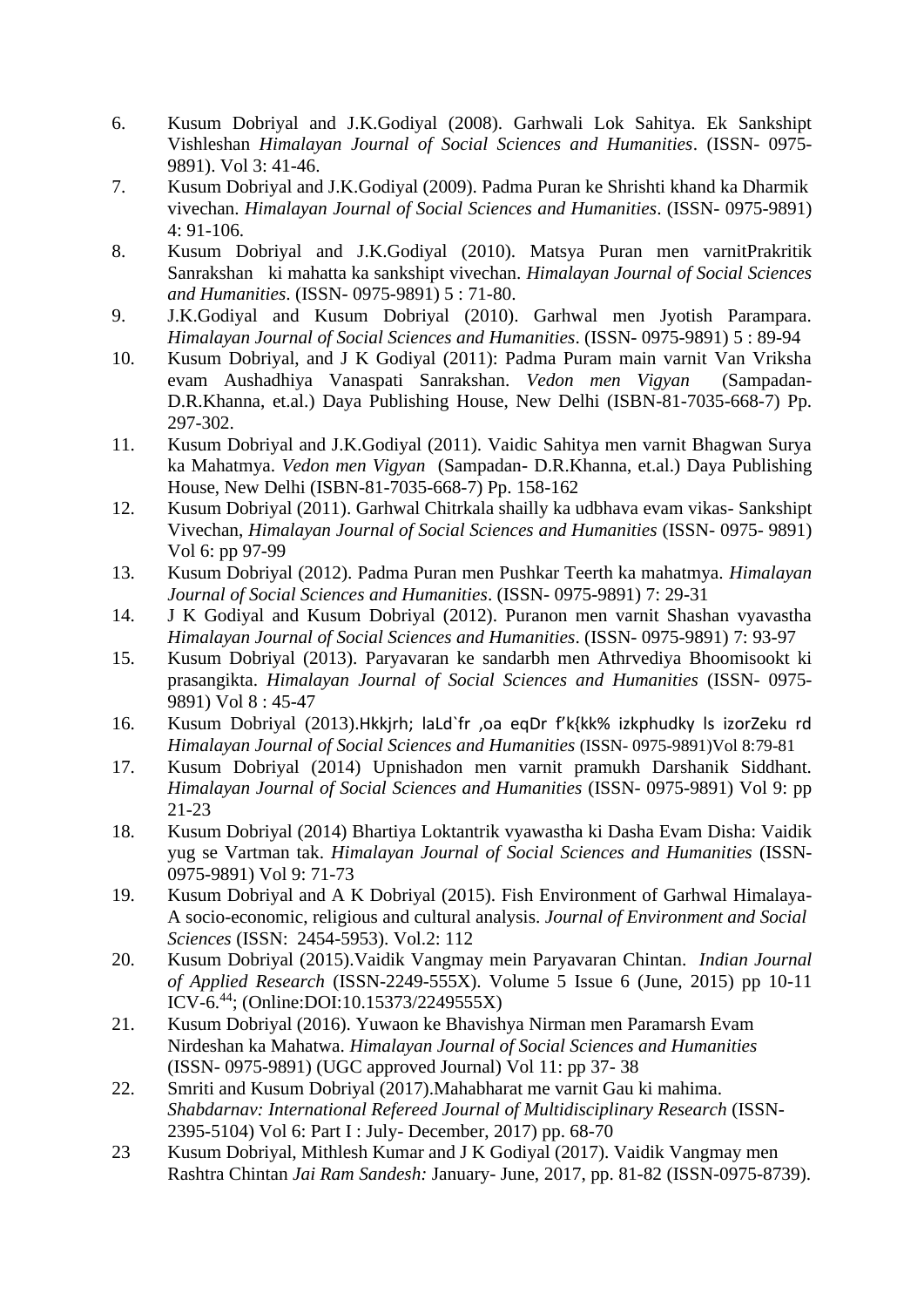6. Kusum Dobriyal and J.K.Godiyal (2008). Garhwali Lok Sahitya. Ek Sankshipt Vishleshan *Himalayan Journal of Social Sciences and Humanities*. (ISSN- 0975-9891). Vol 3: 41-46.
7. Kusum Dobriyal and J.K.Godiyal (2009). Padma Puran ke Shrishti khand ka Dharmik vivechan. *Himalayan Journal of Social Sciences and Humanities*. (ISSN- 0975-9891) 4: 91-106.
8. Kusum Dobriyal and J.K.Godiyal (2010). Matsya Puran men varnitPrakritik Sanrakshan ki mahatta ka sankshipt vivechan. *Himalayan Journal of Social Sciences and Humanities*. (ISSN- 0975-9891) 5 : 71-80.
9. J.K.Godiyal and Kusum Dobriyal (2010). Garhwal men Jyotish Parampara. *Himalayan Journal of Social Sciences and Humanities*. (ISSN- 0975-9891) 5 : 89-94
10. Kusum Dobriyal, and J K Godiyal (2011): Padma Puram main varnit Van Vriksha evam Aushadhiya Vanaspati Sanrakshan. *Vedon men Vigyan* (Sampadan- D.R.Khanna, et.al.) Daya Publishing House, New Delhi (ISBN-81-7035-668-7) Pp. 297-302.
11. Kusum Dobriyal and J.K.Godiyal (2011). Vaidic Sahitya men varnit Bhagwan Surya ka Mahatmya. *Vedon men Vigyan* (Sampadan- D.R.Khanna, et.al.) Daya Publishing House, New Delhi (ISBN-81-7035-668-7) Pp. 158-162
12. Kusum Dobriyal (2011). Garhwal Chitrkala shailly ka udbhava evam vikas- Sankshipt Vivechan, *Himalayan Journal of Social Sciences and Humanities* (ISSN- 0975- 9891) Vol 6: pp 97-99
13. Kusum Dobriyal (2012). Padma Puran men Pushkar Teerth ka mahatmya. *Himalayan Journal of Social Sciences and Humanities*. (ISSN- 0975-9891) 7: 29-31
14. J K Godiyal and Kusum Dobriyal (2012). Puranon men varnit Shashan vyavastha *Himalayan Journal of Social Sciences and Humanities*. (ISSN- 0975-9891) 7: 93-97
15. Kusum Dobriyal (2013). Paryavaran ke sandarbh men Athrvediya Bhoomisookt ki prasangikta. *Himalayan Journal of Social Sciences and Humanities* (ISSN- 0975-9891) Vol 8 : 45-47
16. Kusum Dobriyal (2013).Hkkjrh; laLd`fr ,oa eqDr f'k{kk% izkphudky ls izorZeku rd *Himalayan Journal of Social Sciences and Humanities* (ISSN- 0975-9891)Vol 8:79-81
17. Kusum Dobriyal (2014) Upnishadon men varnit pramukh Darshanik Siddhant. *Himalayan Journal of Social Sciences and Humanities* (ISSN- 0975-9891) Vol 9: pp 21-23
18. Kusum Dobriyal (2014) Bhartiya Loktantrik vyawastha ki Dasha Evam Disha: Vaidik yug se Vartman tak. *Himalayan Journal of Social Sciences and Humanities* (ISSN- 0975-9891) Vol 9: 71-73
19. Kusum Dobriyal and A K Dobriyal (2015). Fish Environment of Garhwal Himalaya- A socio-economic, religious and cultural analysis. *Journal of Environment and Social Sciences* (ISSN: 2454-5953). Vol.2: 112
20. Kusum Dobriyal (2015).Vaidik Vangmay mein Paryavaran Chintan. *Indian Journal of Applied Research* (ISSN-2249-555X). Volume 5 Issue 6 (June, 2015) pp 10-11 ICV-6.[44]; (Online:DOI:10.15373/2249555X)
21. Kusum Dobriyal (2016). Yuwaon ke Bhavishya Nirman men Paramarsh Evam Nirdeshan ka Mahatwa. *Himalayan Journal of Social Sciences and Humanities* (ISSN- 0975-9891) (UGC approved Journal) Vol 11: pp 37- 38
22. Smriti and Kusum Dobriyal (2017).Mahabharat me varnit Gau ki mahima. *Shabdarnav: International Refereed Journal of Multidisciplinary Research* (ISSN- 2395-5104) Vol 6: Part I : July- December, 2017) pp. 68-70
23. Kusum Dobriyal, Mithlesh Kumar and J K Godiyal (2017). Vaidik Vangmay men Rashtra Chintan *Jai Ram Sandesh:* January- June, 2017, pp. 81-82 (ISSN-0975-8739).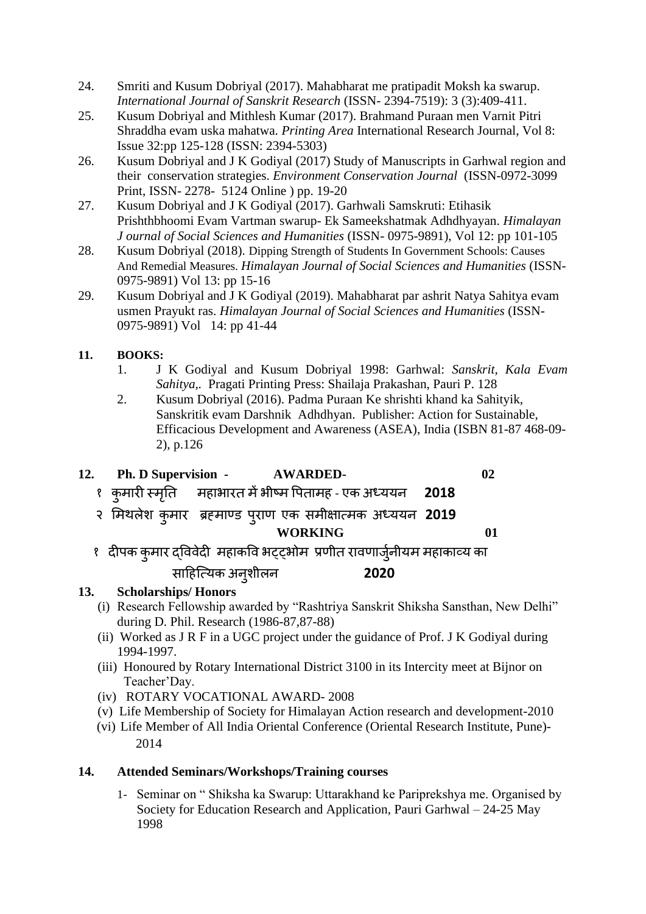24. Smriti and Kusum Dobriyal (2017). Mahabharat me pratipadit Moksh ka swarup. *International Journal of Sanskrit Research* (ISSN- 2394-7519): 3 (3):409-411.
25. Kusum Dobriyal and Mithlesh Kumar (2017). Brahmand Puraan men Varnit Pitri Shraddha evam uska mahatwa. *Printing Area* International Research Journal, Vol 8: Issue 32:pp 125-128 (ISSN: 2394-5303)
26. Kusum Dobriyal and J K Godiyal (2017) Study of Manuscripts in Garhwal region and their conservation strategies. *Environment Conservation Journal* (ISSN-0972-3099 Print, ISSN- 2278- 5124 Online ) pp. 19-20
27. Kusum Dobriyal and J K Godiyal (2017). Garhwali Samskruti: Etihasik Prishthbhoomi Evam Vartman swarup- Ek Sameekshatmak Adhdhyayan. *Himalayan J ournal of Social Sciences and Humanities* (ISSN- 0975-9891), Vol 12: pp 101-105
28. Kusum Dobriyal (2018). Dipping Strength of Students In Government Schools: Causes And Remedial Measures. *Himalayan Journal of Social Sciences and Humanities* (ISSN-0975-9891) Vol 13: pp 15-16
29. Kusum Dobriyal and J K Godiyal (2019). Mahabharat par ashrit Natya Sahitya evam usmen Prayukt ras. *Himalayan Journal of Social Sciences and Humanities* (ISSN-0975-9891) Vol 14: pp 41-44

**11. BOOKS:**

1. J K Godiyal and Kusum Dobriyal 1998: Garhwal: *Sanskrit, Kala Evam Sahitya,.* Pragati Printing Press: Shailaja Prakashan, Pauri P. 128
2. Kusum Dobriyal (2016). Padma Puraan Ke shrishti khand ka Sahityik, Sanskritik evam Darshnik Adhdhyan. Publisher: Action for Sustainable, Efficacious Development and Awareness (ASEA), India (ISBN 81-87 468-09-2), p.126

**12. Ph. D Supervision - AWARDED- 02**

१ कुमारी स्मृति महाभारत में भीष्म पितामह - एक अध्ययन **2018**

२ मिथलेश कुमार ब्रह्माण्ड पुराण एक समीक्षात्मक अध्ययन **2019**

**WORKING 01**

१ दीपक कुमार द्विवेदी महाकवि भट्टभोम प्रणीत रावणार्जुनीयम महाकाव्य का साहित्यिक अनुशीलन **2020**

**13. Scholarships/ Honors**

(i) Research Fellowship awarded by "Rashtriya Sanskrit Shiksha Sansthan, New Delhi" during D. Phil. Research (1986-87,87-88)
(ii) Worked as J R F in a UGC project under the guidance of Prof. J K Godiyal during 1994-1997.
(iii) Honoured by Rotary International District 3100 in its Intercity meet at Bijnor on Teacher'Day.
(iv) ROTARY VOCATIONAL AWARD- 2008
(v) Life Membership of Society for Himalayan Action research and development-2010
(vi) Life Member of All India Oriental Conference (Oriental Research Institute, Pune)- 2014

**14. Attended Seminars/Workshops/Training courses**

1- Seminar on " Shiksha ka Swarup: Uttarakhand ke Pariprekshya me. Organised by Society for Education Research and Application, Pauri Garhwal – 24-25 May 1998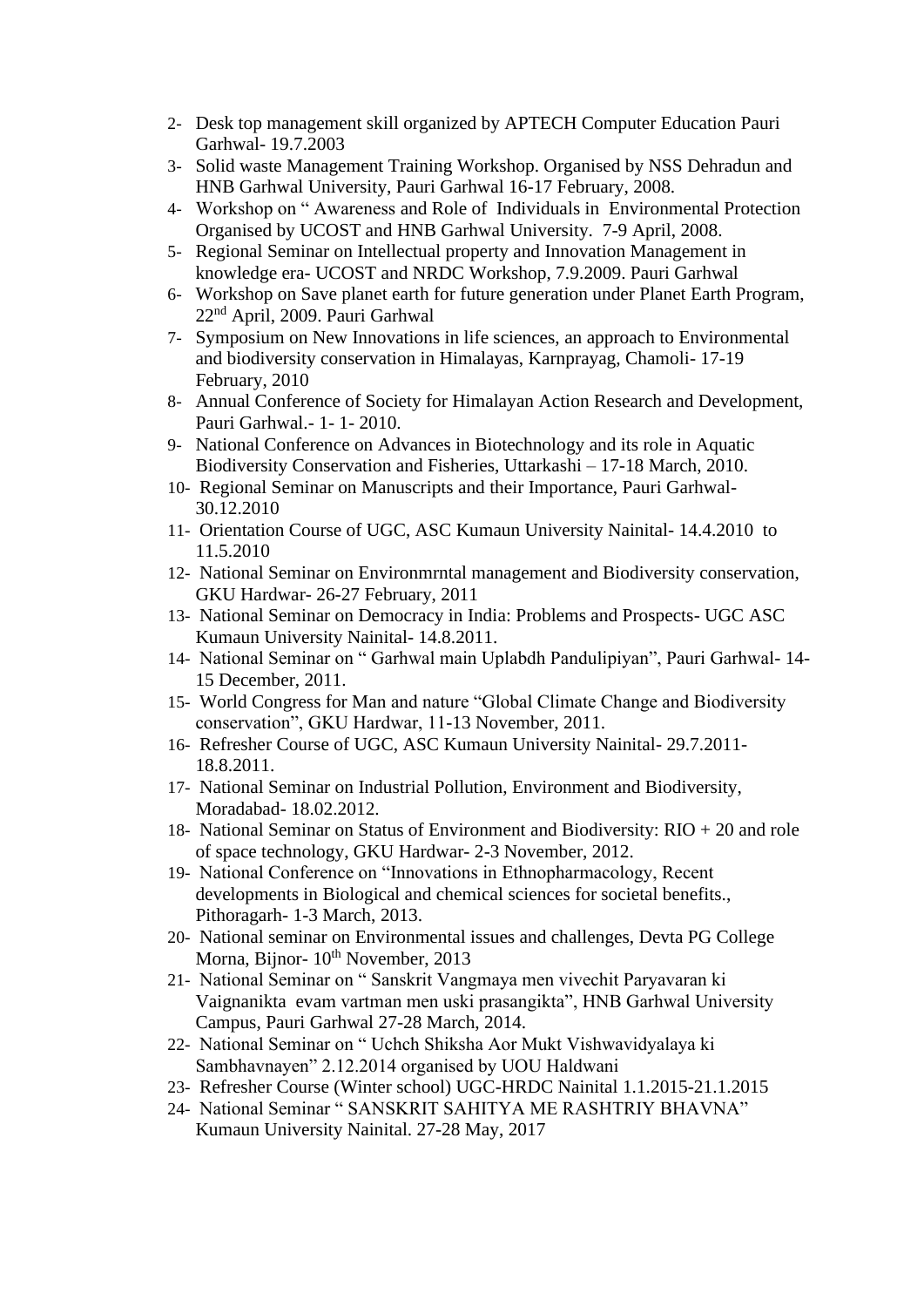2- Desk top management skill organized by APTECH Computer Education Pauri Garhwal- 19.7.2003
3- Solid waste Management Training Workshop. Organised by NSS Dehradun and HNB Garhwal University, Pauri Garhwal 16-17 February, 2008.
4- Workshop on " Awareness and Role of Individuals in Environmental Protection Organised by UCOST and HNB Garhwal University. 7-9 April, 2008.
5- Regional Seminar on Intellectual property and Innovation Management in knowledge era- UCOST and NRDC Workshop, 7.9.2009. Pauri Garhwal
6- Workshop on Save planet earth for future generation under Planet Earth Program, 22nd April, 2009. Pauri Garhwal
7- Symposium on New Innovations in life sciences, an approach to Environmental and biodiversity conservation in Himalayas, Karnprayag, Chamoli- 17-19 February, 2010
8- Annual Conference of Society for Himalayan Action Research and Development, Pauri Garhwal.- 1- 1- 2010.
9- National Conference on Advances in Biotechnology and its role in Aquatic Biodiversity Conservation and Fisheries, Uttarkashi – 17-18 March, 2010.
10- Regional Seminar on Manuscripts and their Importance, Pauri Garhwal- 30.12.2010
11- Orientation Course of UGC, ASC Kumaun University Nainital- 14.4.2010 to 11.5.2010
12- National Seminar on Environmrntal management and Biodiversity conservation, GKU Hardwar- 26-27 February, 2011
13- National Seminar on Democracy in India: Problems and Prospects- UGC ASC Kumaun University Nainital- 14.8.2011.
14- National Seminar on " Garhwal main Uplabdh Pandulipiyan", Pauri Garhwal- 14-15 December, 2011.
15- World Congress for Man and nature "Global Climate Change and Biodiversity conservation", GKU Hardwar, 11-13 November, 2011.
16- Refresher Course of UGC, ASC Kumaun University Nainital- 29.7.2011-18.8.2011.
17- National Seminar on Industrial Pollution, Environment and Biodiversity, Moradabad- 18.02.2012.
18- National Seminar on Status of Environment and Biodiversity: RIO + 20 and role of space technology, GKU Hardwar- 2-3 November, 2012.
19- National Conference on "Innovations in Ethnopharmacology, Recent developments in Biological and chemical sciences for societal benefits., Pithoragarh- 1-3 March, 2013.
20- National seminar on Environmental issues and challenges, Devta PG College Morna, Bijnor- 10th November, 2013
21- National Seminar on " Sanskrit Vangmaya men vivechit Paryavaran ki Vaignanikta evam vartman men uski prasangikta", HNB Garhwal University Campus, Pauri Garhwal 27-28 March, 2014.
22- National Seminar on " Uchch Shiksha Aor Mukt Vishwavidyalaya ki Sambhavnayen" 2.12.2014 organised by UOU Haldwani
23- Refresher Course (Winter school) UGC-HRDC Nainital 1.1.2015-21.1.2015
24- National Seminar " SANSKRIT SAHITYA ME RASHTRIY BHAVNA" Kumaun University Nainital. 27-28 May, 2017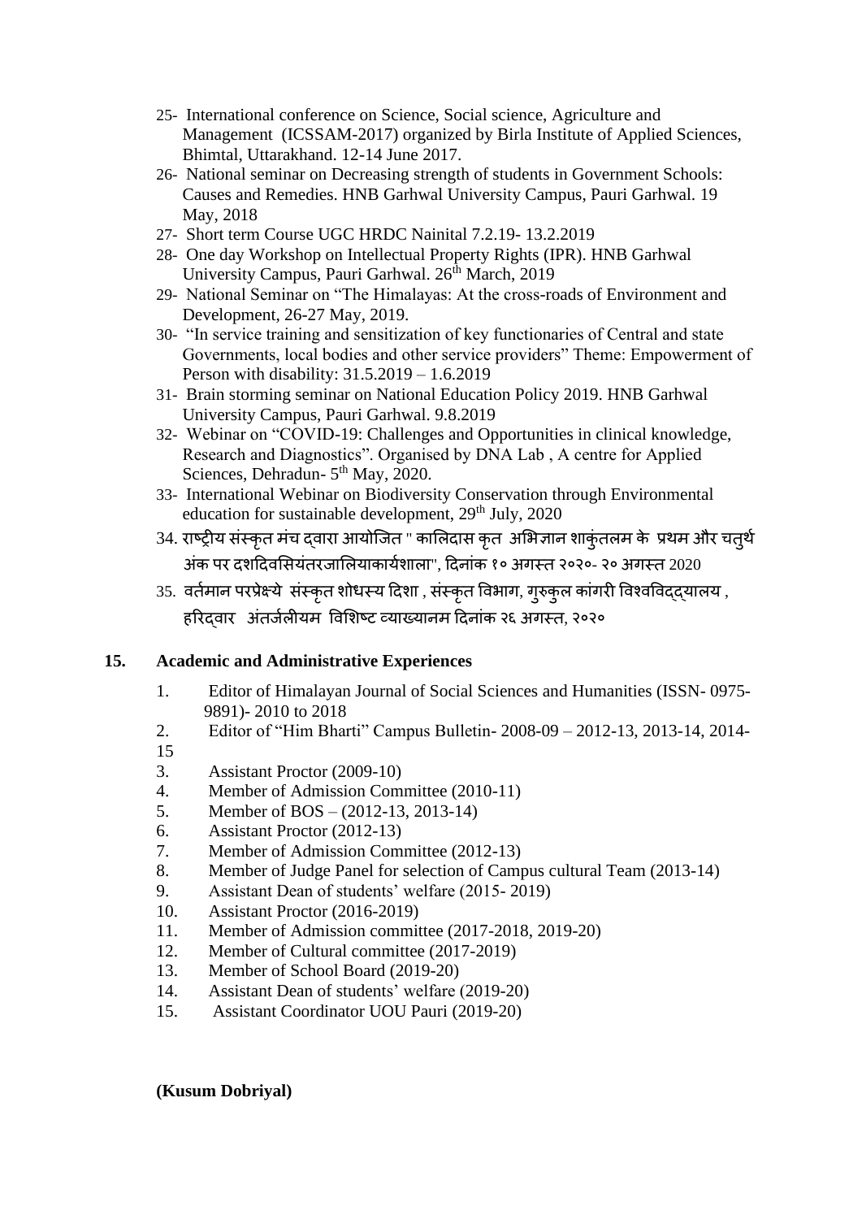25- International conference on Science, Social science, Agriculture and Management (ICSSAM-2017) organized by Birla Institute of Applied Sciences, Bhimtal, Uttarakhand. 12-14 June 2017.

26- National seminar on Decreasing strength of students in Government Schools: Causes and Remedies. HNB Garhwal University Campus, Pauri Garhwal. 19 May, 2018

27- Short term Course UGC HRDC Nainital 7.2.19- 13.2.2019

28- One day Workshop on Intellectual Property Rights (IPR). HNB Garhwal University Campus, Pauri Garhwal. 26th March, 2019

29- National Seminar on "The Himalayas: At the cross-roads of Environment and Development, 26-27 May, 2019.

30- "In service training and sensitization of key functionaries of Central and state Governments, local bodies and other service providers" Theme: Empowerment of Person with disability: 31.5.2019 – 1.6.2019

31- Brain storming seminar on National Education Policy 2019. HNB Garhwal University Campus, Pauri Garhwal. 9.8.2019

32- Webinar on "COVID-19: Challenges and Opportunities in clinical knowledge, Research and Diagnostics". Organised by DNA Lab , A centre for Applied Sciences, Dehradun- 5th May, 2020.

33- International Webinar on Biodiversity Conservation through Environmental education for sustainable development, 29th July, 2020

34. राष्ट्रीय संस्कृत मंच द्वारा आयोजित " कालिदास कृत अभिज्ञान शाकुंतलम के प्रथम और चतुर्थ अंक पर दशदिवसियंतरजालियाकार्यशाला", दिनांक १० अगस्त २०२०- २० अगस्त 2020

35. वर्तमान परप्रेक्ष्ये संस्कृत शोधस्य दिशा , संस्कृत विभाग, गुरुकुल कांगरी विश्वविद्यालय , हरिद्वार अंतर्जलीयम विशिष्ट व्याख्यानम दिनांक २६ अगस्त, २०२०

**15. Academic and Administrative Experiences**

1. Editor of Himalayan Journal of Social Sciences and Humanities (ISSN- 0975-9891)- 2010 to 2018
2. Editor of "Him Bharti" Campus Bulletin- 2008-09 – 2012-13, 2013-14, 2014-15
3. Assistant Proctor (2009-10)
4. Member of Admission Committee (2010-11)
5. Member of BOS – (2012-13, 2013-14)
6. Assistant Proctor (2012-13)
7. Member of Admission Committee (2012-13)
8. Member of Judge Panel for selection of Campus cultural Team (2013-14)
9. Assistant Dean of students' welfare (2015- 2019)
10. Assistant Proctor (2016-2019)
11. Member of Admission committee (2017-2018, 2019-20)
12. Member of Cultural committee (2017-2019)
13. Member of School Board (2019-20)
14. Assistant Dean of students' welfare (2019-20)
15. Assistant Coordinator UOU Pauri (2019-20)

**(Kusum Dobriyal)**